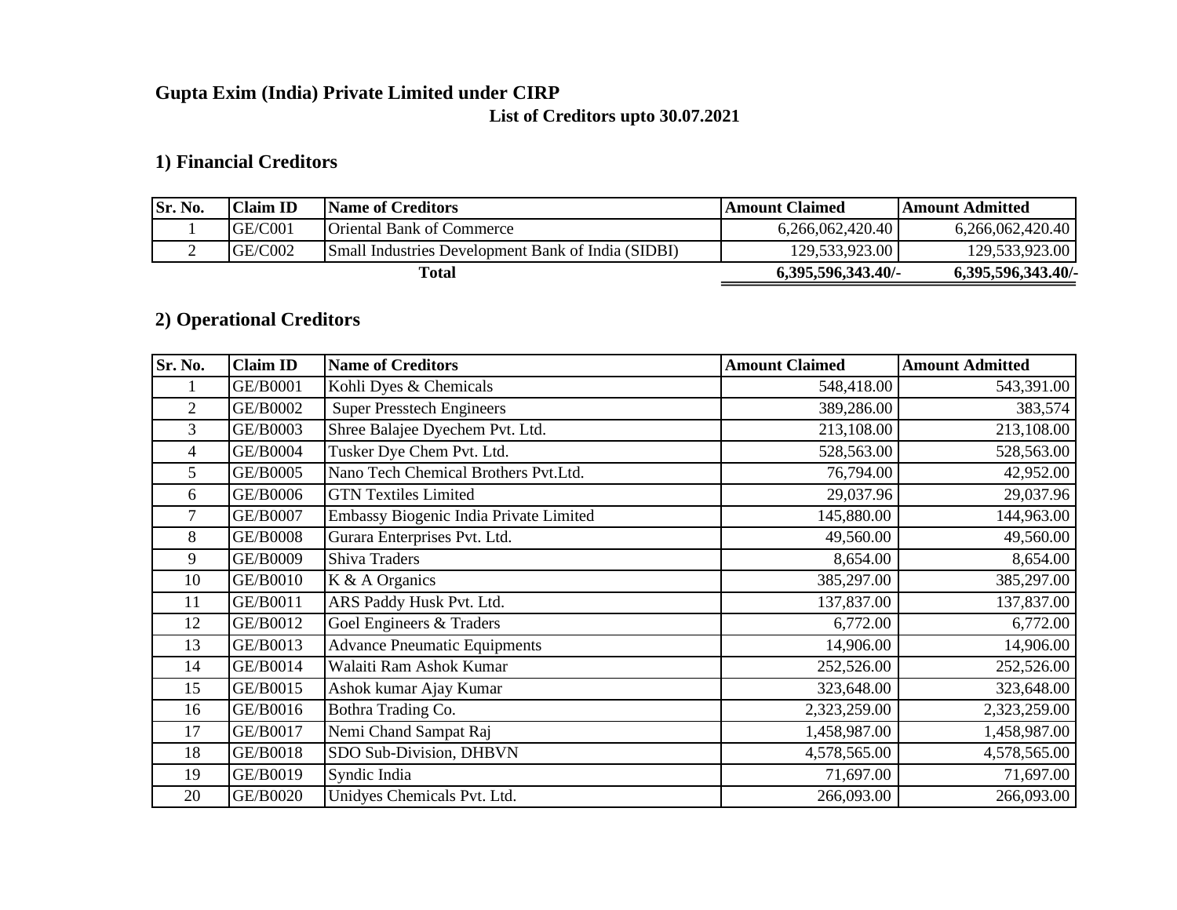# Gupta Exim (India) Private Limited under CIRP

**List of Creditors upto 30.07.2021**

## 1) Financial Creditors

| Sr. No. | Claim ID | Name of Creditors | Amount Claimed | Amount Admitted |
|---|---|---|---|---|
| 1 | GE/C001 | Oriental Bank of Commerce | 6,266,062,420.40 | 6,266,062,420.40 |
| 2 | GE/C002 | Small Industries Development Bank of India (SIDBI) | 129,533,923.00 | 129,533,923.00 |
| | | **Total** | **6,395,596,343.40/-** | **6,395,596,343.40/-** |

## 2) Operational Creditors

| Sr. No. | Claim ID | Name of Creditors | Amount Claimed | Amount Admitted |
|---|---|---|---|---|
| 1 | GE/B0001 | Kohli Dyes & Chemicals | 548,418.00 | 543,391.00 |
| 2 | GE/B0002 | Super Presstech Engineers | 389,286.00 | 383,574 |
| 3 | GE/B0003 | Shree Balajee Dyechem Pvt. Ltd. | 213,108.00 | 213,108.00 |
| 4 | GE/B0004 | Tusker Dye Chem Pvt. Ltd. | 528,563.00 | 528,563.00 |
| 5 | GE/B0005 | Nano Tech Chemical Brothers Pvt.Ltd. | 76,794.00 | 42,952.00 |
| 6 | GE/B0006 | GTN Textiles Limited | 29,037.96 | 29,037.96 |
| 7 | GE/B0007 | Embassy Biogenic India Private Limited | 145,880.00 | 144,963.00 |
| 8 | GE/B0008 | Gurara Enterprises Pvt. Ltd. | 49,560.00 | 49,560.00 |
| 9 | GE/B0009 | Shiva Traders | 8,654.00 | 8,654.00 |
| 10 | GE/B0010 | K & A Organics | 385,297.00 | 385,297.00 |
| 11 | GE/B0011 | ARS Paddy Husk Pvt. Ltd. | 137,837.00 | 137,837.00 |
| 12 | GE/B0012 | Goel Engineers & Traders | 6,772.00 | 6,772.00 |
| 13 | GE/B0013 | Advance Pneumatic Equipments | 14,906.00 | 14,906.00 |
| 14 | GE/B0014 | Walaiti Ram Ashok Kumar | 252,526.00 | 252,526.00 |
| 15 | GE/B0015 | Ashok kumar Ajay Kumar | 323,648.00 | 323,648.00 |
| 16 | GE/B0016 | Bothra Trading Co. | 2,323,259.00 | 2,323,259.00 |
| 17 | GE/B0017 | Nemi Chand Sampat Raj | 1,458,987.00 | 1,458,987.00 |
| 18 | GE/B0018 | SDO Sub-Division, DHBVN | 4,578,565.00 | 4,578,565.00 |
| 19 | GE/B0019 | Syndic India | 71,697.00 | 71,697.00 |
| 20 | GE/B0020 | Unidyes Chemicals Pvt. Ltd. | 266,093.00 | 266,093.00 |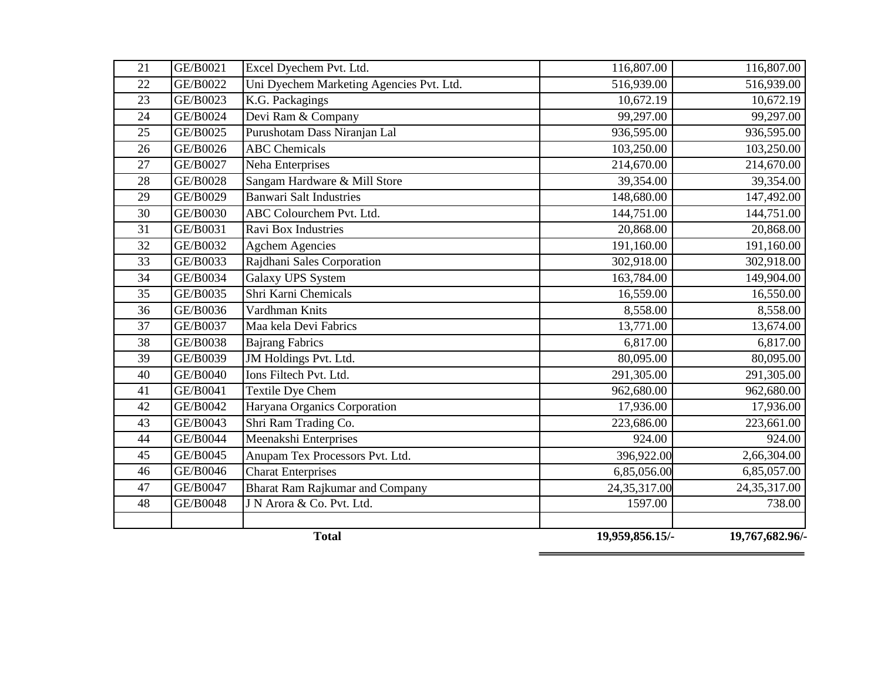| | | | | |
|---|---|---|---|---|
| 21 | GE/B0021 | Excel Dyechem Pvt. Ltd. | 116,807.00 | 116,807.00 |
| 22 | GE/B0022 | Uni Dyechem Marketing Agencies Pvt. Ltd. | 516,939.00 | 516,939.00 |
| 23 | GE/B0023 | K.G. Packagings | 10,672.19 | 10,672.19 |
| 24 | GE/B0024 | Devi Ram & Company | 99,297.00 | 99,297.00 |
| 25 | GE/B0025 | Purushotam Dass Niranjan Lal | 936,595.00 | 936,595.00 |
| 26 | GE/B0026 | ABC Chemicals | 103,250.00 | 103,250.00 |
| 27 | GE/B0027 | Neha Enterprises | 214,670.00 | 214,670.00 |
| 28 | GE/B0028 | Sangam Hardware & Mill Store | 39,354.00 | 39,354.00 |
| 29 | GE/B0029 | Banwari Salt Industries | 148,680.00 | 147,492.00 |
| 30 | GE/B0030 | ABC Colourchem Pvt. Ltd. | 144,751.00 | 144,751.00 |
| 31 | GE/B0031 | Ravi Box Industries | 20,868.00 | 20,868.00 |
| 32 | GE/B0032 | Agchem Agencies | 191,160.00 | 191,160.00 |
| 33 | GE/B0033 | Rajdhani Sales Corporation | 302,918.00 | 302,918.00 |
| 34 | GE/B0034 | Galaxy UPS System | 163,784.00 | 149,904.00 |
| 35 | GE/B0035 | Shri Karni Chemicals | 16,559.00 | 16,550.00 |
| 36 | GE/B0036 | Vardhman Knits | 8,558.00 | 8,558.00 |
| 37 | GE/B0037 | Maa kela Devi Fabrics | 13,771.00 | 13,674.00 |
| 38 | GE/B0038 | Bajrang Fabrics | 6,817.00 | 6,817.00 |
| 39 | GE/B0039 | JM Holdings Pvt. Ltd. | 80,095.00 | 80,095.00 |
| 40 | GE/B0040 | Ions Filtech Pvt. Ltd. | 291,305.00 | 291,305.00 |
| 41 | GE/B0041 | Textile Dye Chem | 962,680.00 | 962,680.00 |
| 42 | GE/B0042 | Haryana Organics Corporation | 17,936.00 | 17,936.00 |
| 43 | GE/B0043 | Shri Ram Trading Co. | 223,686.00 | 223,661.00 |
| 44 | GE/B0044 | Meenakshi Enterprises | 924.00 | 924.00 |
| 45 | GE/B0045 | Anupam Tex Processors Pvt. Ltd. | 396,922.00 | 2,66,304.00 |
| 46 | GE/B0046 | Charat Enterprises | 6,85,056.00 | 6,85,057.00 |
| 47 | GE/B0047 | Bharat Ram Rajkumar and Company | 24,35,317.00 | 24,35,317.00 |
| 48 | GE/B0048 | J N Arora & Co. Pvt. Ltd. | 1597.00 | 738.00 |
| | | | | |
| | | **Total** | **19,959,856.15/-** | **19,767,682.96/-** |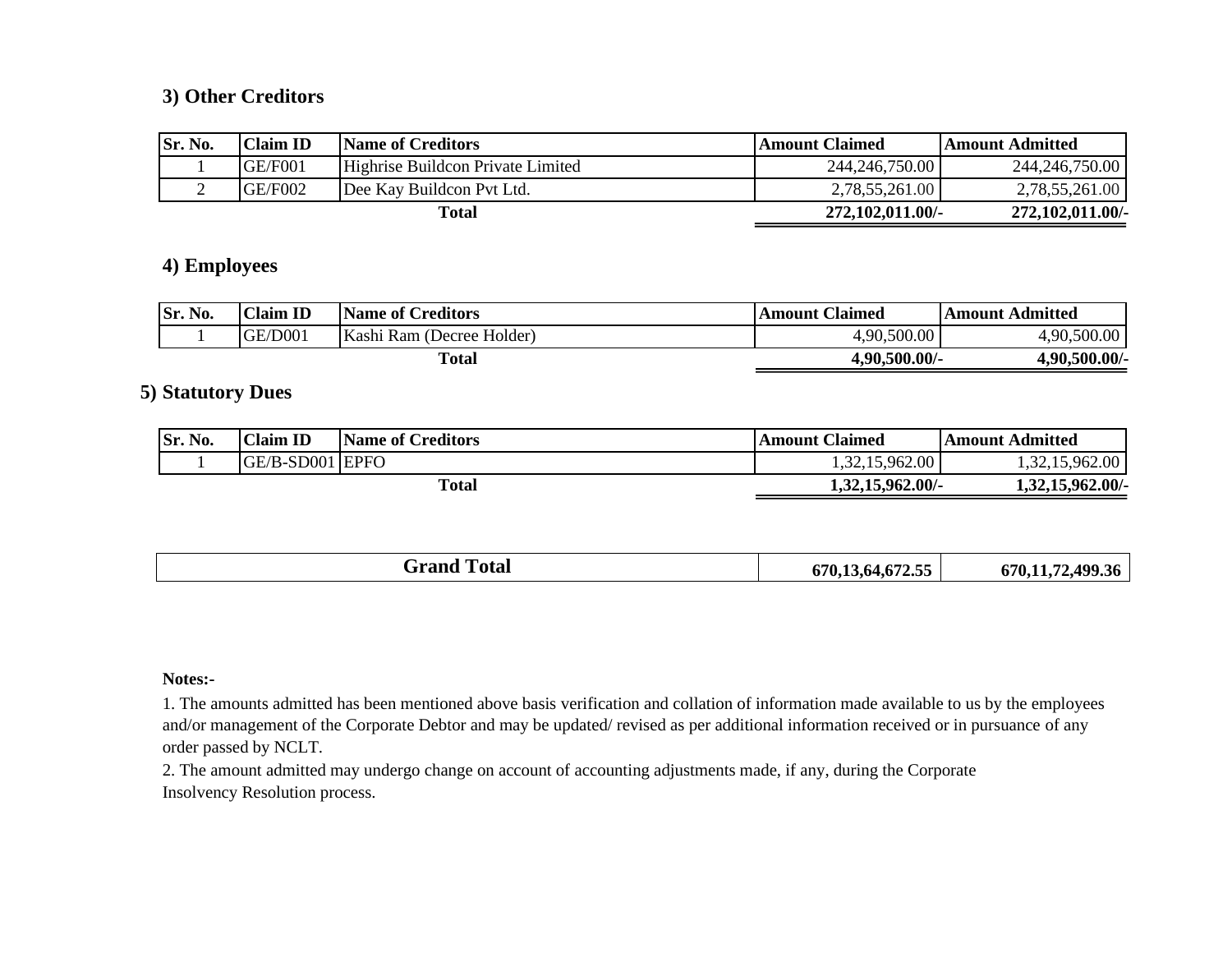### 3) Other Creditors

| Sr. No. | Claim ID | Name of Creditors | Amount Claimed | Amount Admitted |
|---|---|---|---|---|
| 1 | GE/F001 | Highrise Buildcon Private Limited | 244,246,750.00 | 244,246,750.00 |
| 2 | GE/F002 | Dee Kay Buildcon Pvt Ltd. | 2,78,55,261.00 | 2,78,55,261.00 |
| | | **Total** | **272,102,011.00/-** | **272,102,011.00/-** |

### 4) Employees

| Sr. No. | Claim ID | Name of Creditors | Amount Claimed | Amount Admitted |
|---|---|---|---|---|
| 1 | GE/D001 | Kashi Ram (Decree Holder) | 4,90,500.00 | 4,90,500.00 |
| | | **Total** | **4,90,500.00/-** | **4,90,500.00/-** |

### 5) Statutory Dues

| Sr. No. | Claim ID | Name of Creditors | Amount Claimed | Amount Admitted |
|---|---|---|---|---|
| 1 | GE/B-SD001 | EPFO | 1,32,15,962.00 | 1,32,15,962.00 |
| | | **Total** | **1,32,15,962.00/-** | **1,32,15,962.00/-** |

| | | |
|---|---|---|
| **Grand Total** | **670,13,64,672.55** | **670,11,72,499.36** |

**Notes:-**

1. The amounts admitted has been mentioned above basis verification and collation of information made available to us by the employees and/or management of the Corporate Debtor and may be updated/ revised as per additional information received or in pursuance of any order passed by NCLT.

2. The amount admitted may undergo change on account of accounting adjustments made, if any, during the Corporate Insolvency Resolution process.